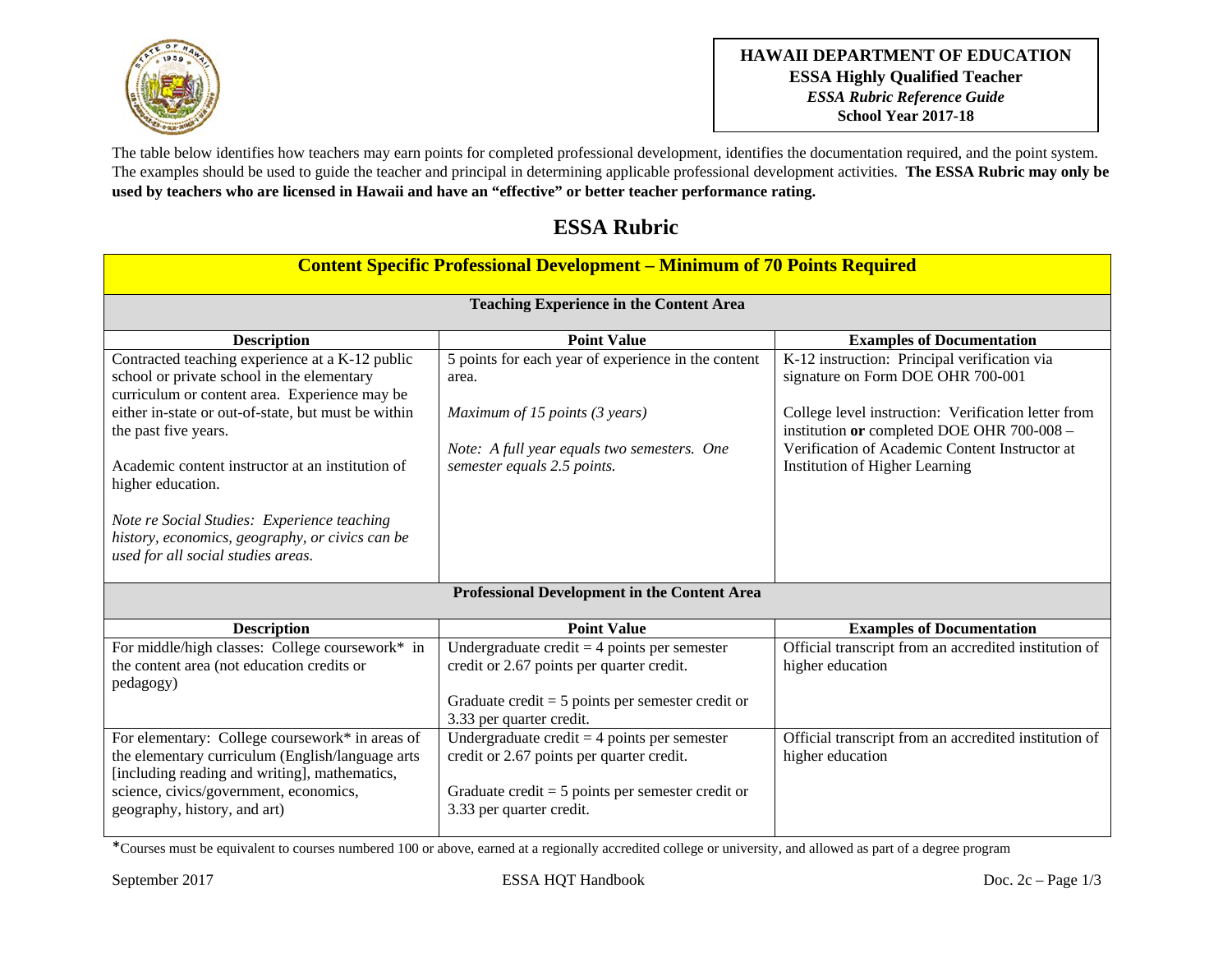**HAWAII DEPARTMENT OF EDUCATION**
**ESSA Highly Qualified Teacher**
***ESSA Rubric Reference Guide***
**School Year 2017-18**

The table below identifies how teachers may earn points for completed professional development, identifies the documentation required, and the point system. The examples should be used to guide the teacher and principal in determining applicable professional development activities. **The ESSA Rubric may only be used by teachers who are licensed in Hawaii and have an "effective" or better teacher performance rating.**

# ESSA Rubric

## Content Specific Professional Development – Minimum of 70 Points Required

### Teaching Experience in the Content Area

| Description | Point Value | Examples of Documentation |
|---|---|---|
| Contracted teaching experience at a K-12 public school or private school in the elementary curriculum or content area. Experience may be either in-state or out-of-state, but must be within the past five years.<br><br>Academic content instructor at an institution of higher education.<br><br>*Note re Social Studies: Experience teaching history, economics, geography, or civics can be used for all social studies areas.* | 5 points for each year of experience in the content area.<br><br>*Maximum of 15 points (3 years)*<br><br>*Note: A full year equals two semesters. One semester equals 2.5 points.* | K-12 instruction: Principal verification via signature on Form DOE OHR 700-001<br><br>College level instruction: Verification letter from institution **or** completed DOE OHR 700-008 – Verification of Academic Content Instructor at Institution of Higher Learning |

### Professional Development in the Content Area

| Description | Point Value | Examples of Documentation |
|---|---|---|
| For middle/high classes: College coursework* in the content area (not education credits or pedagogy) | Undergraduate credit = 4 points per semester credit or 2.67 points per quarter credit.<br><br>Graduate credit = 5 points per semester credit or 3.33 per quarter credit. | Official transcript from an accredited institution of higher education |
| For elementary: College coursework* in areas of the elementary curriculum (English/language arts [including reading and writing], mathematics, science, civics/government, economics, geography, history, and art) | Undergraduate credit = 4 points per semester credit or 2.67 points per quarter credit.<br><br>Graduate credit = 5 points per semester credit or 3.33 per quarter credit. | Official transcript from an accredited institution of higher education |

*Courses must be equivalent to courses numbered 100 or above, earned at a regionally accredited college or university, and allowed as part of a degree program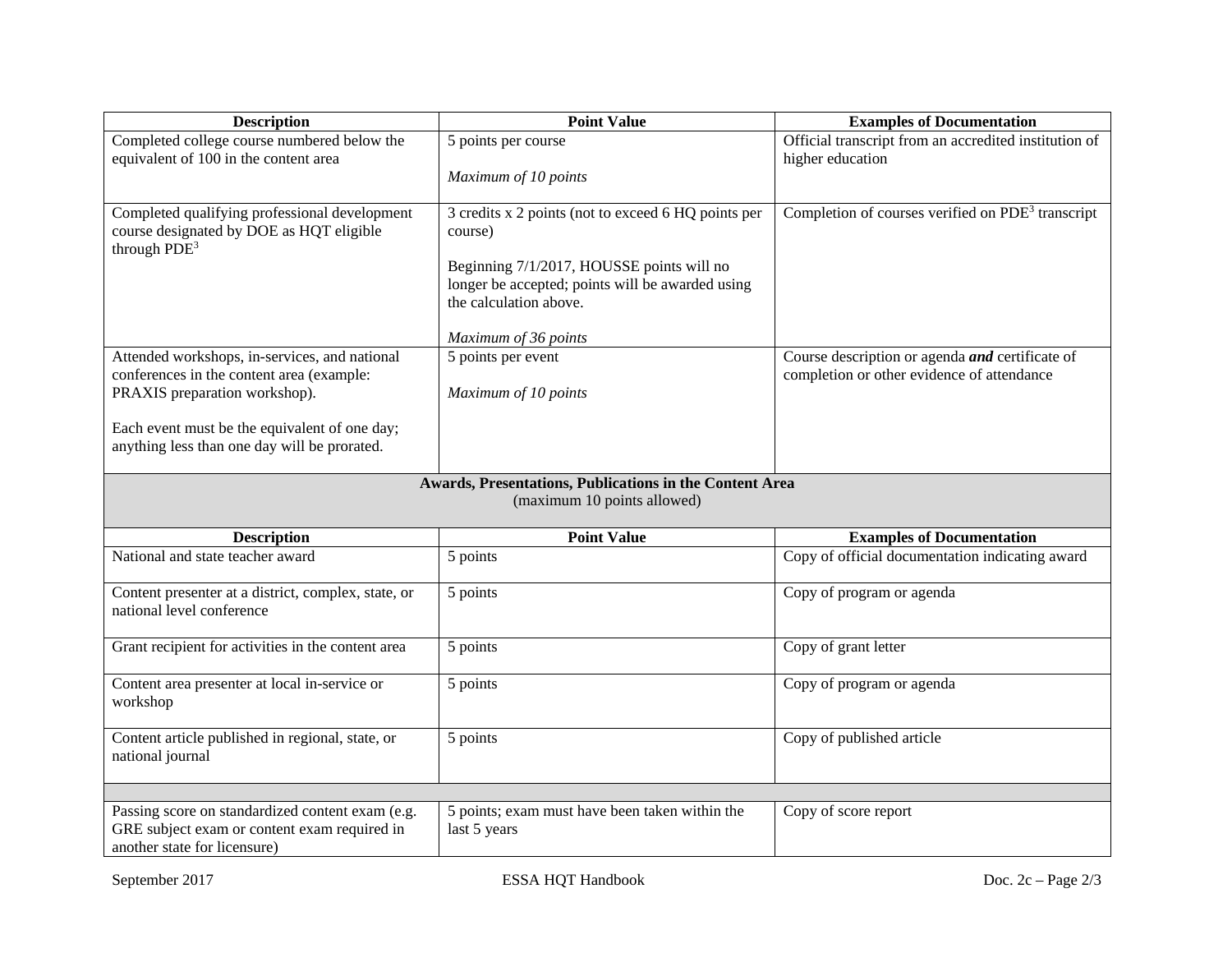| Description | Point Value | Examples of Documentation |
|---|---|---|
| Completed college course numbered below the equivalent of 100 in the content area | 5 points per course<br><br>*Maximum of 10 points* | Official transcript from an accredited institution of higher education |
| Completed qualifying professional development course designated by DOE as HQT eligible through PDE[3] | 3 credits x 2 points (not to exceed 6 HQ points per course)<br><br>Beginning 7/1/2017, HOUSSE points will no longer be accepted; points will be awarded using the calculation above.<br><br>*Maximum of 36 points* | Completion of courses verified on PDE[3] transcript |
| Attended workshops, in-services, and national conferences in the content area (example: PRAXIS preparation workshop).<br><br>Each event must be the equivalent of one day; anything less than one day will be prorated. | 5 points per event<br><br>*Maximum of 10 points* | Course description or agenda ***and*** certificate of completion or other evidence of attendance |

| **Awards, Presentations, Publications in the Content Area**<br>(maximum 10 points allowed) | | |
|---|---|---|
| **Description** | **Point Value** | **Examples of Documentation** |
| National and state teacher award | 5 points | Copy of official documentation indicating award |
| Content presenter at a district, complex, state, or national level conference | 5 points | Copy of program or agenda |
| Grant recipient for activities in the content area | 5 points | Copy of grant letter |
| Content area presenter at local in-service or workshop | 5 points | Copy of program or agenda |
| Content article published in regional, state, or national journal | 5 points | Copy of published article |
| | | |
| Passing score on standardized content exam (e.g. GRE subject exam or content exam required in another state for licensure) | 5 points; exam must have been taken within the last 5 years | Copy of score report |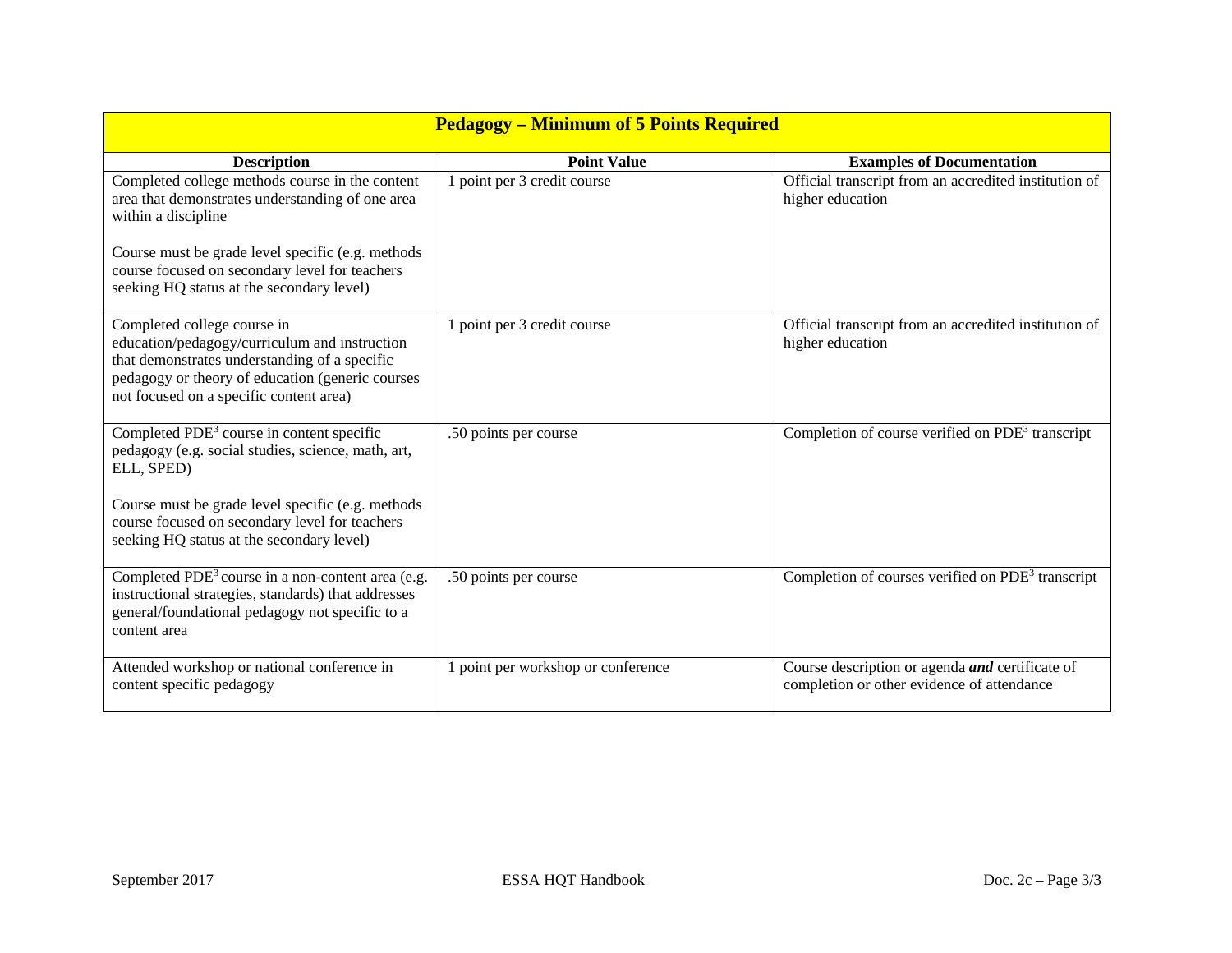| Pedagogy – Minimum of 5 Points Required | | |
|---|---|---|
| **Description** | **Point Value** | **Examples of Documentation** |
| Completed college methods course in the content area that demonstrates understanding of one area within a discipline<br><br>Course must be grade level specific (e.g. methods course focused on secondary level for teachers seeking HQ status at the secondary level) | 1 point per 3 credit course | Official transcript from an accredited institution of higher education |
| Completed college course in education/pedagogy/curriculum and instruction that demonstrates understanding of a specific pedagogy or theory of education (generic courses not focused on a specific content area) | 1 point per 3 credit course | Official transcript from an accredited institution of higher education |
| Completed PDE[3] course in content specific pedagogy (e.g. social studies, science, math, art, ELL, SPED)<br><br>Course must be grade level specific (e.g. methods course focused on secondary level for teachers seeking HQ status at the secondary level) | .50 points per course | Completion of course verified on PDE[3] transcript |
| Completed PDE[3] course in a non-content area (e.g. instructional strategies, standards) that addresses general/foundational pedagogy not specific to a content area | .50 points per course | Completion of courses verified on PDE[3] transcript |
| Attended workshop or national conference in content specific pedagogy | 1 point per workshop or conference | Course description or agenda ***and*** certificate of completion or other evidence of attendance |